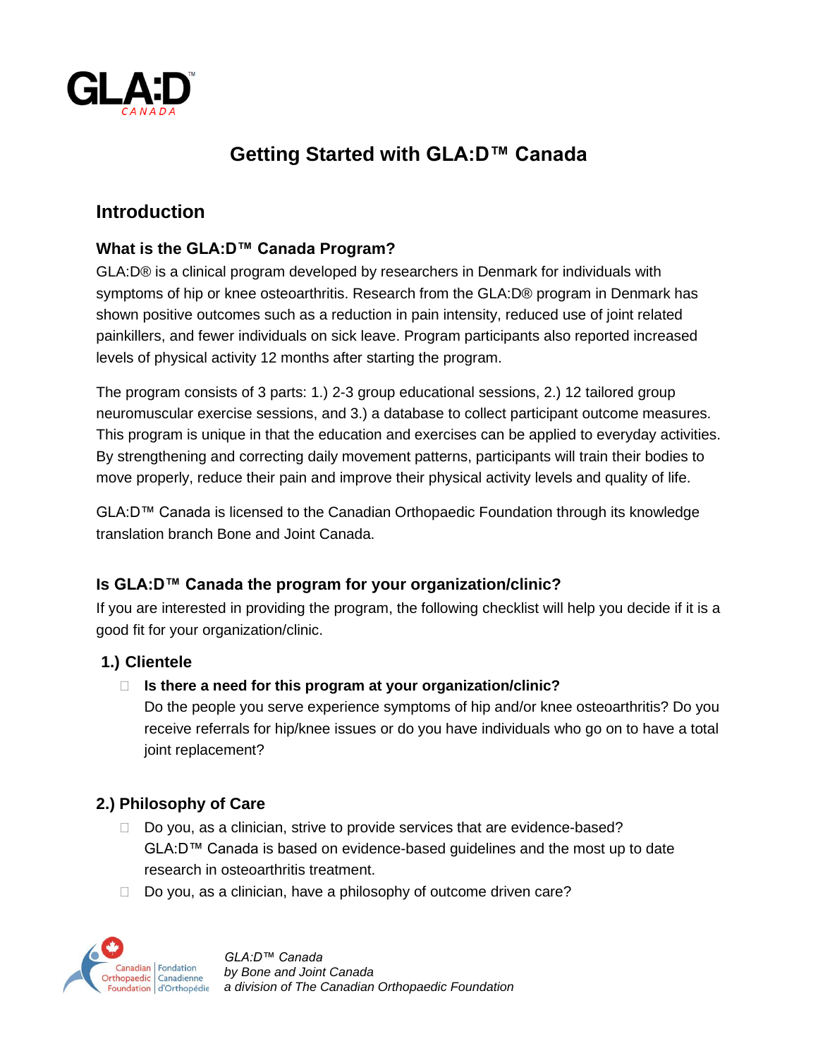# Getting Started with GLA:D™ Canada

## Introduction

### What is the GLA:D™ Canada Program?

GLA:D® is a clinical program developed by researchers in Denmark for individuals with symptoms of hip or knee osteoarthritis. Research from the GLA:D® program in Denmark has shown positive outcomes such as a reduction in pain intensity, reduced use of joint related painkillers, and fewer individuals on sick leave. Program participants also reported increased levels of physical activity 12 months after starting the program.

The program consists of 3 parts: 1.) 2-3 group educational sessions, 2.) 12 tailored group neuromuscular exercise sessions, and 3.) a database to collect participant outcome measures. This program is unique in that the education and exercises can be applied to everyday activities. By strengthening and correcting daily movement patterns, participants will train their bodies to move properly, reduce their pain and improve their physical activity levels and quality of life.

GLA:D™ Canada is licensed to the Canadian Orthopaedic Foundation through its knowledge translation branch Bone and Joint Canada.

### Is GLA:D™ Canada the program for your organization/clinic?

If you are interested in providing the program, the following checklist will help you decide if it is a good fit for your organization/clinic.

### 1.) Clientele

- ☐ **Is there a need for this program at your organization/clinic?**
  Do the people you serve experience symptoms of hip and/or knee osteoarthritis? Do you receive referrals for hip/knee issues or do you have individuals who go on to have a total joint replacement?

### 2.) Philosophy of Care

- ☐ Do you, as a clinician, strive to provide services that are evidence-based?
  GLA:D™ Canada is based on evidence-based guidelines and the most up to date research in osteoarthritis treatment.
- ☐ Do you, as a clinician, have a philosophy of outcome driven care?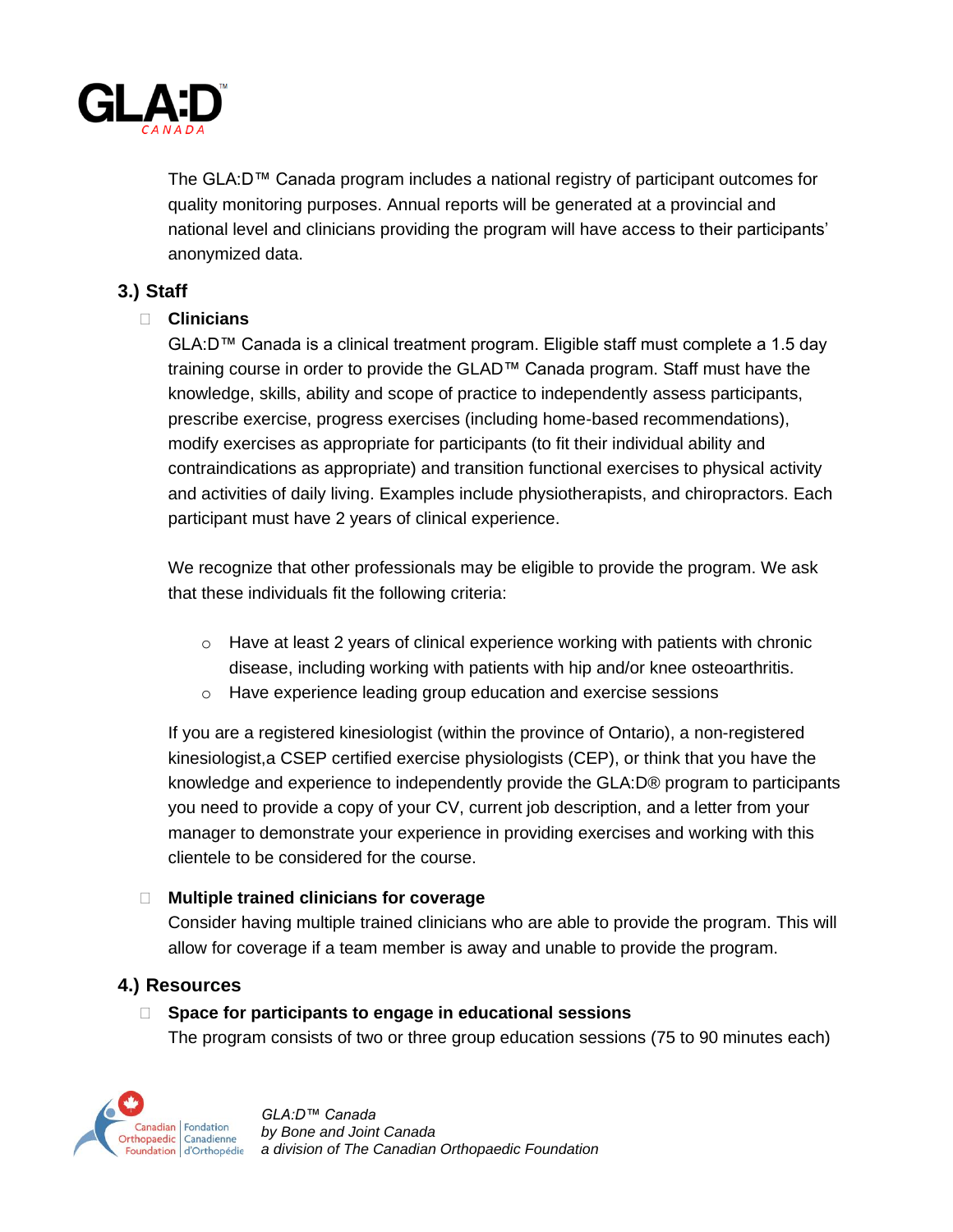The GLA:D™ Canada program includes a national registry of participant outcomes for quality monitoring purposes. Annual reports will be generated at a provincial and national level and clinicians providing the program will have access to their participants' anonymized data.

## 3.) Staff

- **Clinicians**

  GLA:D™ Canada is a clinical treatment program. Eligible staff must complete a 1.5 day training course in order to provide the GLAD™ Canada program. Staff must have the knowledge, skills, ability and scope of practice to independently assess participants, prescribe exercise, progress exercises (including home-based recommendations), modify exercises as appropriate for participants (to fit their individual ability and contraindications as appropriate) and transition functional exercises to physical activity and activities of daily living. Examples include physiotherapists, and chiropractors. Each participant must have 2 years of clinical experience.

  We recognize that other professionals may be eligible to provide the program. We ask that these individuals fit the following criteria:

  - Have at least 2 years of clinical experience working with patients with chronic disease, including working with patients with hip and/or knee osteoarthritis.
  - Have experience leading group education and exercise sessions

  If you are a registered kinesiologist (within the province of Ontario), a non-registered kinesiologist,a CSEP certified exercise physiologists (CEP), or think that you have the knowledge and experience to independently provide the GLA:D® program to participants you need to provide a copy of your CV, current job description, and a letter from your manager to demonstrate your experience in providing exercises and working with this clientele to be considered for the course.

- **Multiple trained clinicians for coverage**

  Consider having multiple trained clinicians who are able to provide the program. This will allow for coverage if a team member is away and unable to provide the program.

## 4.) Resources

- **Space for participants to engage in educational sessions**

  The program consists of two or three group education sessions (75 to 90 minutes each)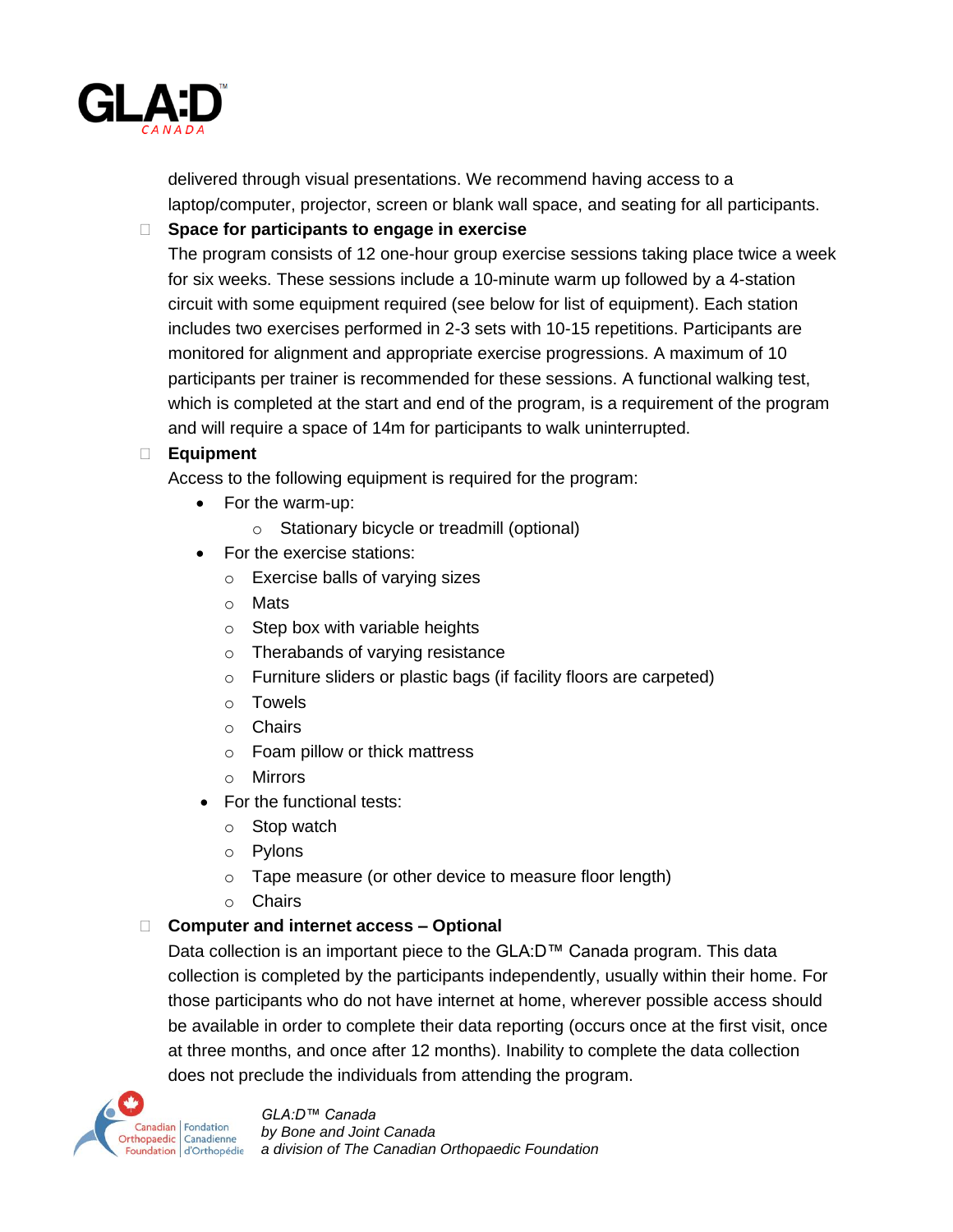delivered through visual presentations. We recommend having access to a laptop/computer, projector, screen or blank wall space, and seating for all participants.

- **Space for participants to engage in exercise**

  The program consists of 12 one-hour group exercise sessions taking place twice a week for six weeks. These sessions include a 10-minute warm up followed by a 4-station circuit with some equipment required (see below for list of equipment). Each station includes two exercises performed in 2-3 sets with 10-15 repetitions. Participants are monitored for alignment and appropriate exercise progressions. A maximum of 10 participants per trainer is recommended for these sessions. A functional walking test, which is completed at the start and end of the program, is a requirement of the program and will require a space of 14m for participants to walk uninterrupted.

- **Equipment**

  Access to the following equipment is required for the program:

  - For the warm-up:
    - Stationary bicycle or treadmill (optional)
  - For the exercise stations:
    - Exercise balls of varying sizes
    - Mats
    - Step box with variable heights
    - Therabands of varying resistance
    - Furniture sliders or plastic bags (if facility floors are carpeted)
    - Towels
    - Chairs
    - Foam pillow or thick mattress
    - Mirrors
  - For the functional tests:
    - Stop watch
    - Pylons
    - Tape measure (or other device to measure floor length)
    - Chairs

- **Computer and internet access – Optional**

  Data collection is an important piece to the GLA:D™ Canada program. This data collection is completed by the participants independently, usually within their home. For those participants who do not have internet at home, wherever possible access should be available in order to complete their data reporting (occurs once at the first visit, once at three months, and once after 12 months). Inability to complete the data collection does not preclude the individuals from attending the program.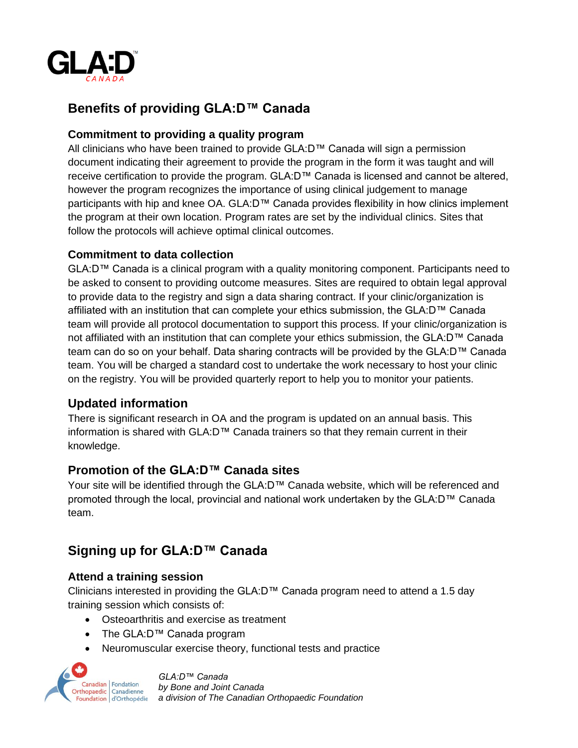# Benefits of providing GLA:D™ Canada

### Commitment to providing a quality program

All clinicians who have been trained to provide GLA:D™ Canada will sign a permission document indicating their agreement to provide the program in the form it was taught and will receive certification to provide the program. GLA:D™ Canada is licensed and cannot be altered, however the program recognizes the importance of using clinical judgement to manage participants with hip and knee OA. GLA:D™ Canada provides flexibility in how clinics implement the program at their own location. Program rates are set by the individual clinics. Sites that follow the protocols will achieve optimal clinical outcomes.

### Commitment to data collection

GLA:D™ Canada is a clinical program with a quality monitoring component. Participants need to be asked to consent to providing outcome measures. Sites are required to obtain legal approval to provide data to the registry and sign a data sharing contract. If your clinic/organization is affiliated with an institution that can complete your ethics submission, the GLA:D™ Canada team will provide all protocol documentation to support this process. If your clinic/organization is not affiliated with an institution that can complete your ethics submission, the GLA:D™ Canada team can do so on your behalf. Data sharing contracts will be provided by the GLA:D™ Canada team. You will be charged a standard cost to undertake the work necessary to host your clinic on the registry. You will be provided quarterly report to help you to monitor your patients.

## Updated information

There is significant research in OA and the program is updated on an annual basis. This information is shared with GLA:D™ Canada trainers so that they remain current in their knowledge.

## Promotion of the GLA:D™ Canada sites

Your site will be identified through the GLA:D™ Canada website, which will be referenced and promoted through the local, provincial and national work undertaken by the GLA:D™ Canada team.

# Signing up for GLA:D™ Canada

### Attend a training session

Clinicians interested in providing the GLA:D™ Canada program need to attend a 1.5 day training session which consists of:

- Osteoarthritis and exercise as treatment
- The GLA:D™ Canada program
- Neuromuscular exercise theory, functional tests and practice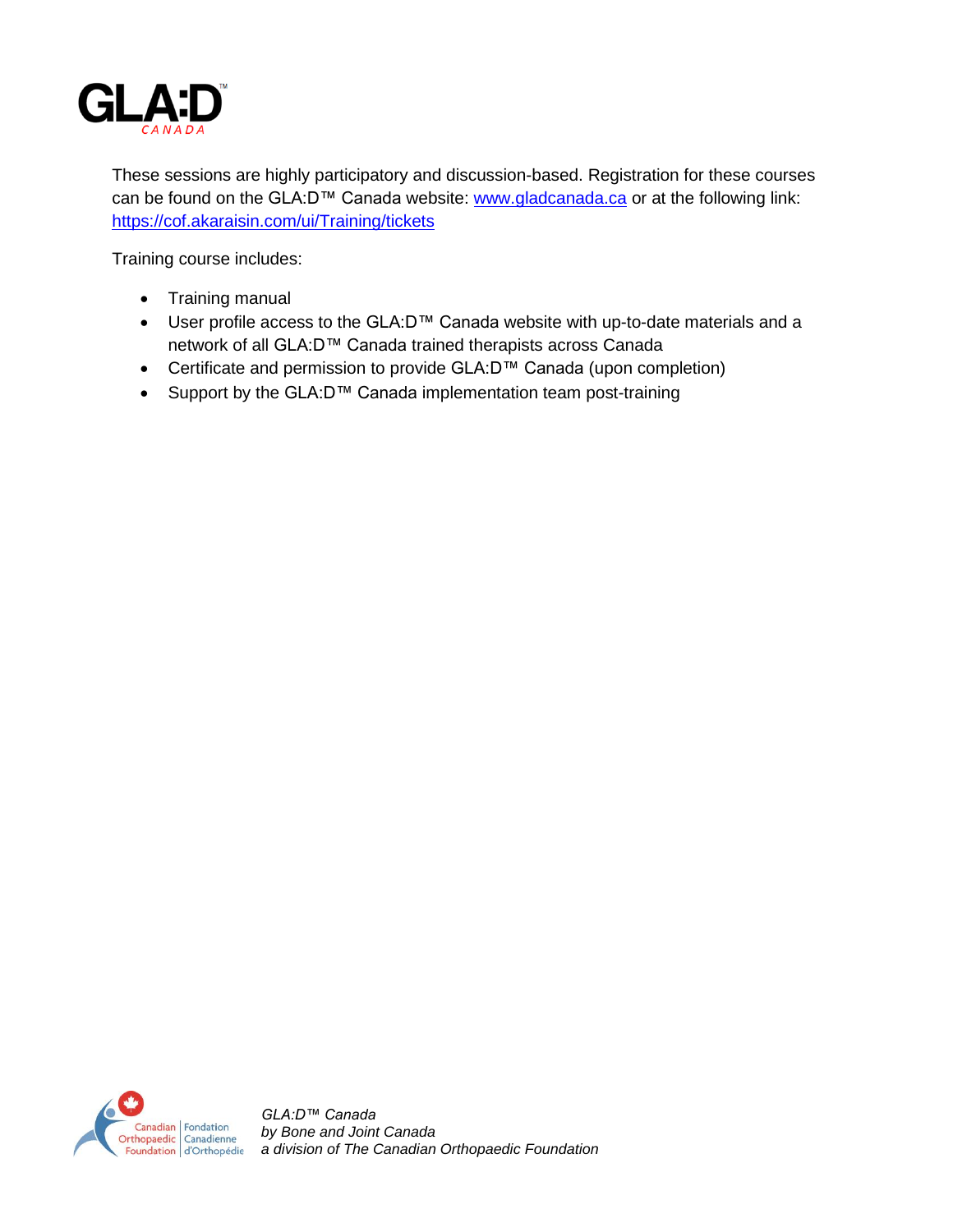These sessions are highly participatory and discussion-based. Registration for these courses can be found on the GLA:D™ Canada website: [www.gladcanada.ca](http://www.gladcanada.ca) or at the following link: [https://cof.akaraisin.com/ui/Training/tickets](https://cof.akaraisin.com/ui/Training/tickets)

Training course includes:

- Training manual
- User profile access to the GLA:D™ Canada website with up-to-date materials and a network of all GLA:D™ Canada trained therapists across Canada
- Certificate and permission to provide GLA:D™ Canada (upon completion)
- Support by the GLA:D™ Canada implementation team post-training

*GLA:D™ Canada*
*by Bone and Joint Canada*
*a division of The Canadian Orthopaedic Foundation*